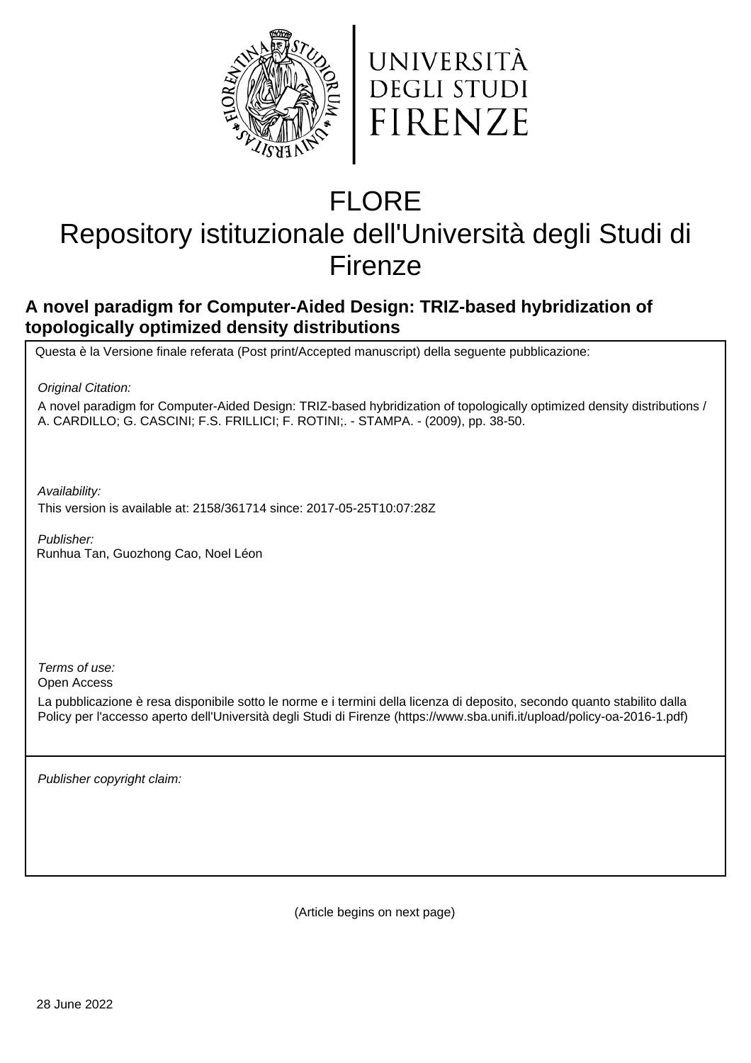UNIVERSITÀ DEGLI STUDI FIRENZE

# FLORE
# Repository istituzionale dell'Università degli Studi di Firenze

## A novel paradigm for Computer-Aided Design: TRIZ-based hybridization of topologically optimized density distributions

Questa è la Versione finale referata (Post print/Accepted manuscript) della seguente pubblicazione:

*Original Citation:*

A novel paradigm for Computer-Aided Design: TRIZ-based hybridization of topologically optimized density distributions / A. CARDILLO; G. CASCINI; F.S. FRILLICI; F. ROTINI;. - STAMPA. - (2009), pp. 38-50.

*Availability:*

This version is available at: 2158/361714 since: 2017-05-25T10:07:28Z

*Publisher:*

Runhua Tan, Guozhong Cao, Noel Léon

*Terms of use:*

Open Access

La pubblicazione è resa disponibile sotto le norme e i termini della licenza di deposito, secondo quanto stabilito dalla Policy per l'accesso aperto dell'Università degli Studi di Firenze (https://www.sba.unifi.it/upload/policy-oa-2016-1.pdf)

*Publisher copyright claim:*

(Article begins on next page)

28 June 2022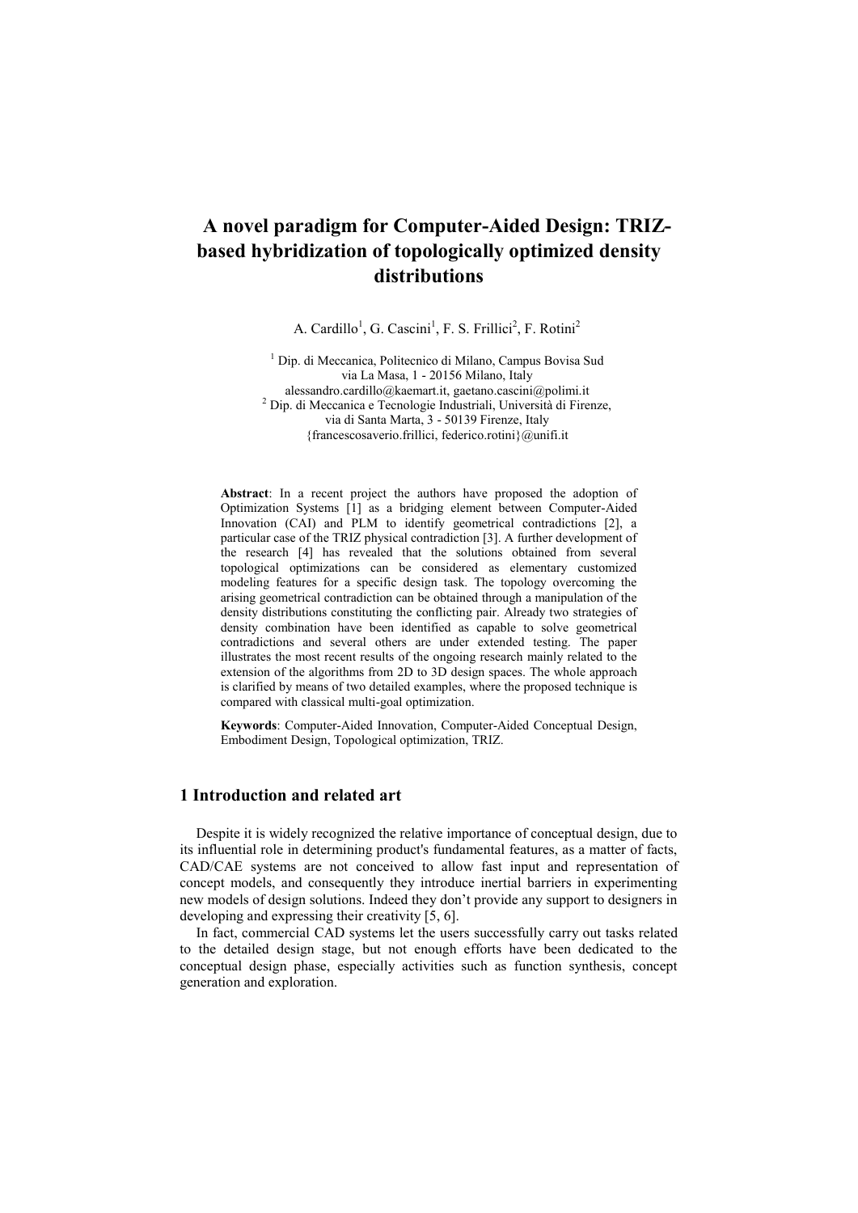# A novel paradigm for Computer-Aided Design: TRIZ-based hybridization of topologically optimized density distributions

A. Cardillo[1], G. Cascini[1], F. S. Frillici[2], F. Rotini[2]

[1] Dip. di Meccanica, Politecnico di Milano, Campus Bovisa Sud
via La Masa, 1 - 20156 Milano, Italy
alessandro.cardillo@kaemart.it, gaetano.cascini@polimi.it
[2] Dip. di Meccanica e Tecnologie Industriali, Università di Firenze,
via di Santa Marta, 3 - 50139 Firenze, Italy
{francescosaverio.frillici, federico.rotini}@unifi.it

**Abstract**: In a recent project the authors have proposed the adoption of Optimization Systems [1] as a bridging element between Computer-Aided Innovation (CAI) and PLM to identify geometrical contradictions [2], a particular case of the TRIZ physical contradiction [3]. A further development of the research [4] has revealed that the solutions obtained from several topological optimizations can be considered as elementary customized modeling features for a specific design task. The topology overcoming the arising geometrical contradiction can be obtained through a manipulation of the density distributions constituting the conflicting pair. Already two strategies of density combination have been identified as capable to solve geometrical contradictions and several others are under extended testing. The paper illustrates the most recent results of the ongoing research mainly related to the extension of the algorithms from 2D to 3D design spaces. The whole approach is clarified by means of two detailed examples, where the proposed technique is compared with classical multi-goal optimization.

**Keywords**: Computer-Aided Innovation, Computer-Aided Conceptual Design, Embodiment Design, Topological optimization, TRIZ.

## 1 Introduction and related art

Despite it is widely recognized the relative importance of conceptual design, due to its influential role in determining product's fundamental features, as a matter of facts, CAD/CAE systems are not conceived to allow fast input and representation of concept models, and consequently they introduce inertial barriers in experimenting new models of design solutions. Indeed they don't provide any support to designers in developing and expressing their creativity [5, 6].

In fact, commercial CAD systems let the users successfully carry out tasks related to the detailed design stage, but not enough efforts have been dedicated to the conceptual design phase, especially activities such as function synthesis, concept generation and exploration.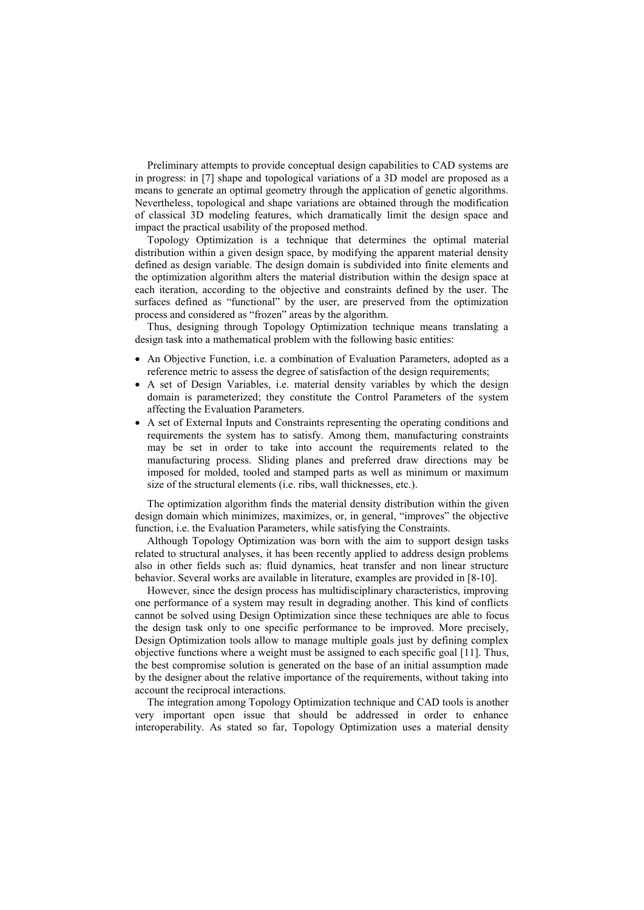Preliminary attempts to provide conceptual design capabilities to CAD systems are in progress: in [7] shape and topological variations of a 3D model are proposed as a means to generate an optimal geometry through the application of genetic algorithms. Nevertheless, topological and shape variations are obtained through the modification of classical 3D modeling features, which dramatically limit the design space and impact the practical usability of the proposed method.

Topology Optimization is a technique that determines the optimal material distribution within a given design space, by modifying the apparent material density defined as design variable. The design domain is subdivided into finite elements and the optimization algorithm alters the material distribution within the design space at each iteration, according to the objective and constraints defined by the user. The surfaces defined as "functional" by the user, are preserved from the optimization process and considered as "frozen" areas by the algorithm.

Thus, designing through Topology Optimization technique means translating a design task into a mathematical problem with the following basic entities:

- An Objective Function, i.e. a combination of Evaluation Parameters, adopted as a reference metric to assess the degree of satisfaction of the design requirements;
- A set of Design Variables, i.e. material density variables by which the design domain is parameterized; they constitute the Control Parameters of the system affecting the Evaluation Parameters.
- A set of External Inputs and Constraints representing the operating conditions and requirements the system has to satisfy. Among them, manufacturing constraints may be set in order to take into account the requirements related to the manufacturing process. Sliding planes and preferred draw directions may be imposed for molded, tooled and stamped parts as well as minimum or maximum size of the structural elements (i.e. ribs, wall thicknesses, etc.).

The optimization algorithm finds the material density distribution within the given design domain which minimizes, maximizes, or, in general, "improves" the objective function, i.e. the Evaluation Parameters, while satisfying the Constraints.

Although Topology Optimization was born with the aim to support design tasks related to structural analyses, it has been recently applied to address design problems also in other fields such as: fluid dynamics, heat transfer and non linear structure behavior. Several works are available in literature, examples are provided in [8-10].

However, since the design process has multidisciplinary characteristics, improving one performance of a system may result in degrading another. This kind of conflicts cannot be solved using Design Optimization since these techniques are able to focus the design task only to one specific performance to be improved. More precisely, Design Optimization tools allow to manage multiple goals just by defining complex objective functions where a weight must be assigned to each specific goal [11]. Thus, the best compromise solution is generated on the base of an initial assumption made by the designer about the relative importance of the requirements, without taking into account the reciprocal interactions.

The integration among Topology Optimization technique and CAD tools is another very important open issue that should be addressed in order to enhance interoperability. As stated so far, Topology Optimization uses a material density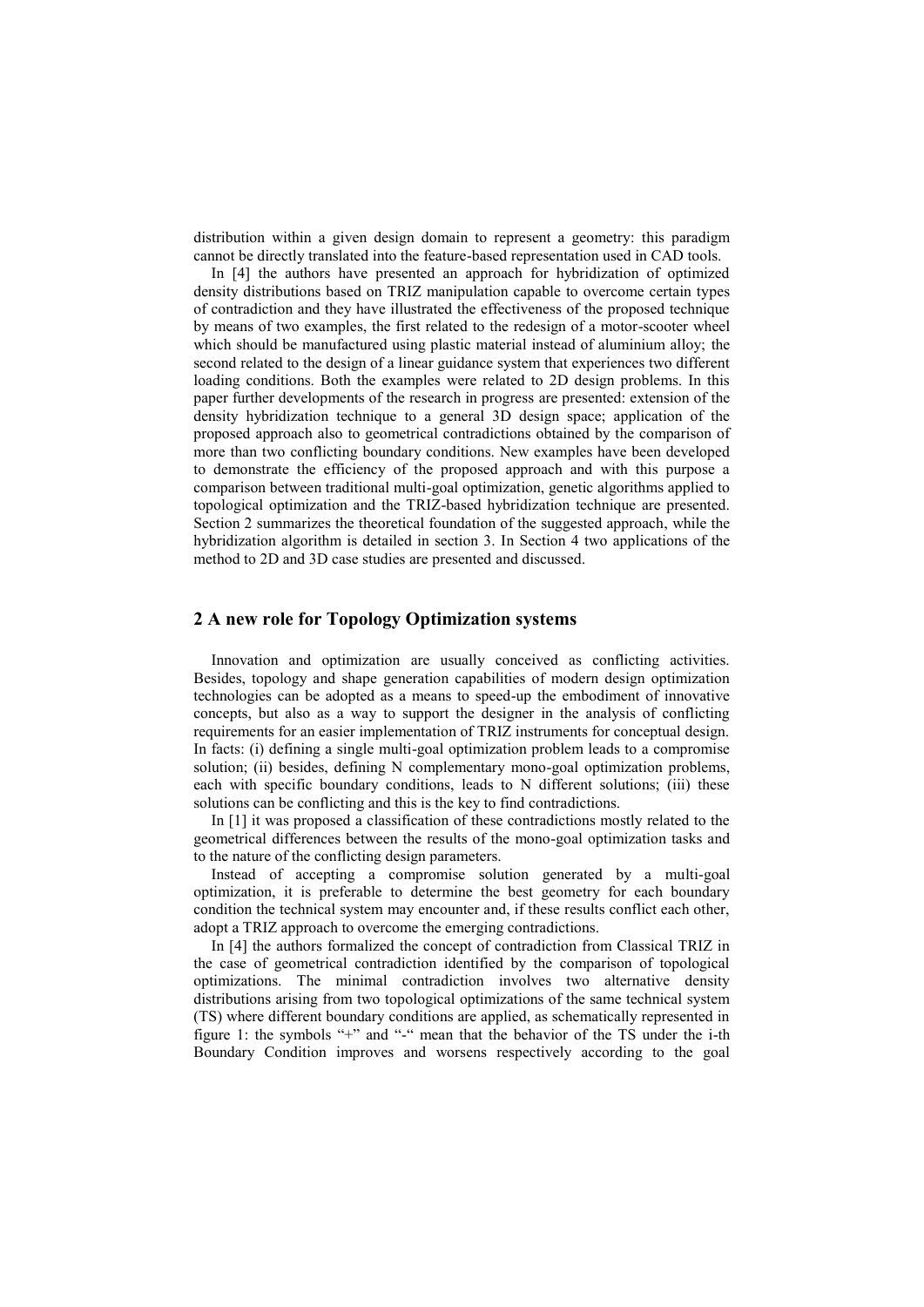distribution within a given design domain to represent a geometry: this paradigm cannot be directly translated into the feature-based representation used in CAD tools.

In [4] the authors have presented an approach for hybridization of optimized density distributions based on TRIZ manipulation capable to overcome certain types of contradiction and they have illustrated the effectiveness of the proposed technique by means of two examples, the first related to the redesign of a motor-scooter wheel which should be manufactured using plastic material instead of aluminium alloy; the second related to the design of a linear guidance system that experiences two different loading conditions. Both the examples were related to 2D design problems. In this paper further developments of the research in progress are presented: extension of the density hybridization technique to a general 3D design space; application of the proposed approach also to geometrical contradictions obtained by the comparison of more than two conflicting boundary conditions. New examples have been developed to demonstrate the efficiency of the proposed approach and with this purpose a comparison between traditional multi-goal optimization, genetic algorithms applied to topological optimization and the TRIZ-based hybridization technique are presented. Section 2 summarizes the theoretical foundation of the suggested approach, while the hybridization algorithm is detailed in section 3. In Section 4 two applications of the method to 2D and 3D case studies are presented and discussed.

## 2 A new role for Topology Optimization systems

Innovation and optimization are usually conceived as conflicting activities. Besides, topology and shape generation capabilities of modern design optimization technologies can be adopted as a means to speed-up the embodiment of innovative concepts, but also as a way to support the designer in the analysis of conflicting requirements for an easier implementation of TRIZ instruments for conceptual design. In facts: (i) defining a single multi-goal optimization problem leads to a compromise solution; (ii) besides, defining N complementary mono-goal optimization problems, each with specific boundary conditions, leads to N different solutions; (iii) these solutions can be conflicting and this is the key to find contradictions.

In [1] it was proposed a classification of these contradictions mostly related to the geometrical differences between the results of the mono-goal optimization tasks and to the nature of the conflicting design parameters.

Instead of accepting a compromise solution generated by a multi-goal optimization, it is preferable to determine the best geometry for each boundary condition the technical system may encounter and, if these results conflict each other, adopt a TRIZ approach to overcome the emerging contradictions.

In [4] the authors formalized the concept of contradiction from Classical TRIZ in the case of geometrical contradiction identified by the comparison of topological optimizations. The minimal contradiction involves two alternative density distributions arising from two topological optimizations of the same technical system (TS) where different boundary conditions are applied, as schematically represented in figure 1: the symbols "+" and "-" mean that the behavior of the TS under the i-th Boundary Condition improves and worsens respectively according to the goal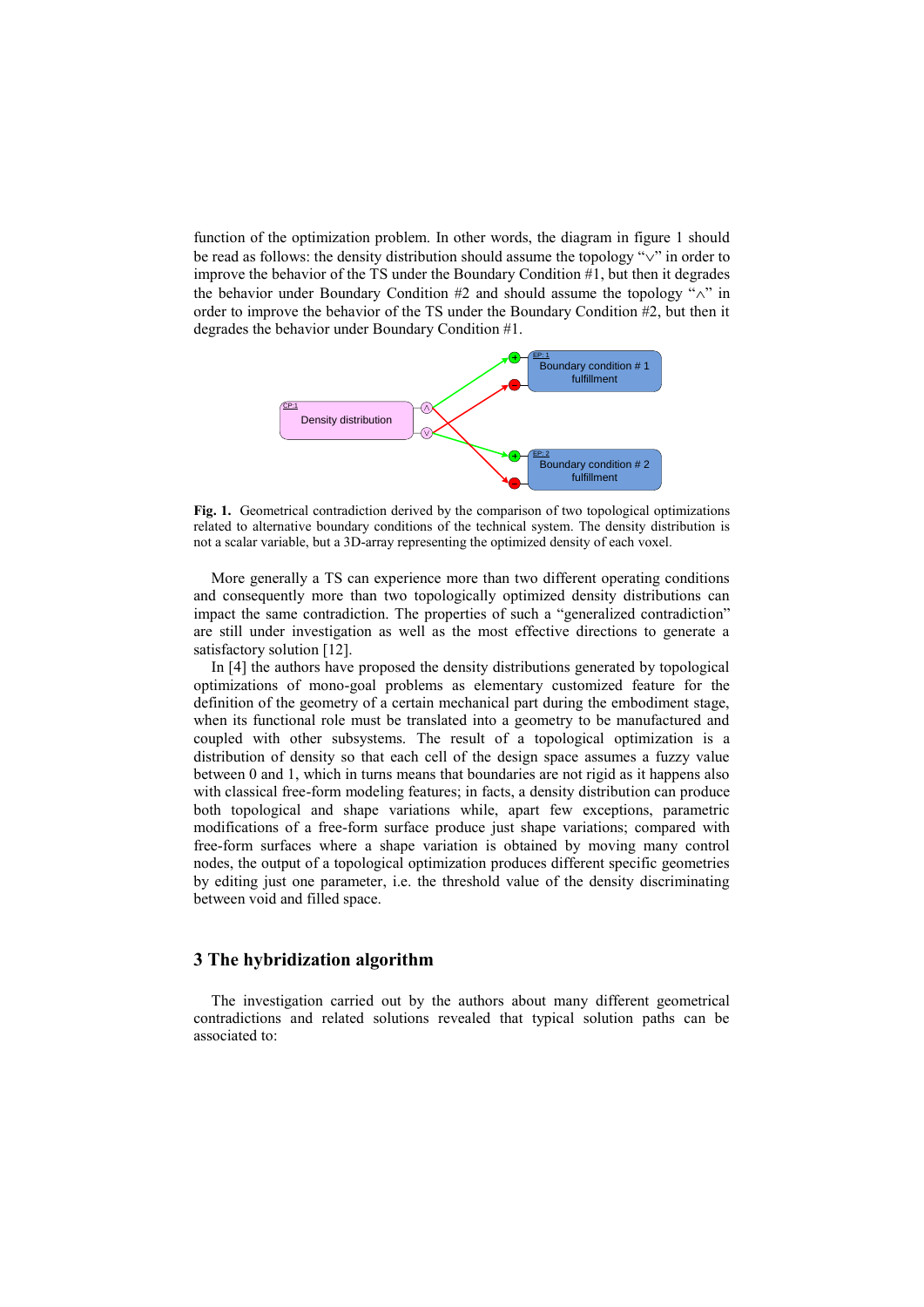function of the optimization problem. In other words, the diagram in figure 1 should be read as follows: the density distribution should assume the topology "∨" in order to improve the behavior of the TS under the Boundary Condition #1, but then it degrades the behavior under Boundary Condition #2 and should assume the topology "∧" in order to improve the behavior of the TS under the Boundary Condition #2, but then it degrades the behavior under Boundary Condition #1.

**Fig. 1.** Geometrical contradiction derived by the comparison of two topological optimizations related to alternative boundary conditions of the technical system. The density distribution is not a scalar variable, but a 3D-array representing the optimized density of each voxel.

More generally a TS can experience more than two different operating conditions and consequently more than two topologically optimized density distributions can impact the same contradiction. The properties of such a "generalized contradiction" are still under investigation as well as the most effective directions to generate a satisfactory solution [12].

In [4] the authors have proposed the density distributions generated by topological optimizations of mono-goal problems as elementary customized feature for the definition of the geometry of a certain mechanical part during the embodiment stage, when its functional role must be translated into a geometry to be manufactured and coupled with other subsystems. The result of a topological optimization is a distribution of density so that each cell of the design space assumes a fuzzy value between 0 and 1, which in turns means that boundaries are not rigid as it happens also with classical free-form modeling features; in facts, a density distribution can produce both topological and shape variations while, apart few exceptions, parametric modifications of a free-form surface produce just shape variations; compared with free-form surfaces where a shape variation is obtained by moving many control nodes, the output of a topological optimization produces different specific geometries by editing just one parameter, i.e. the threshold value of the density discriminating between void and filled space.

## 3 The hybridization algorithm

The investigation carried out by the authors about many different geometrical contradictions and related solutions revealed that typical solution paths can be associated to: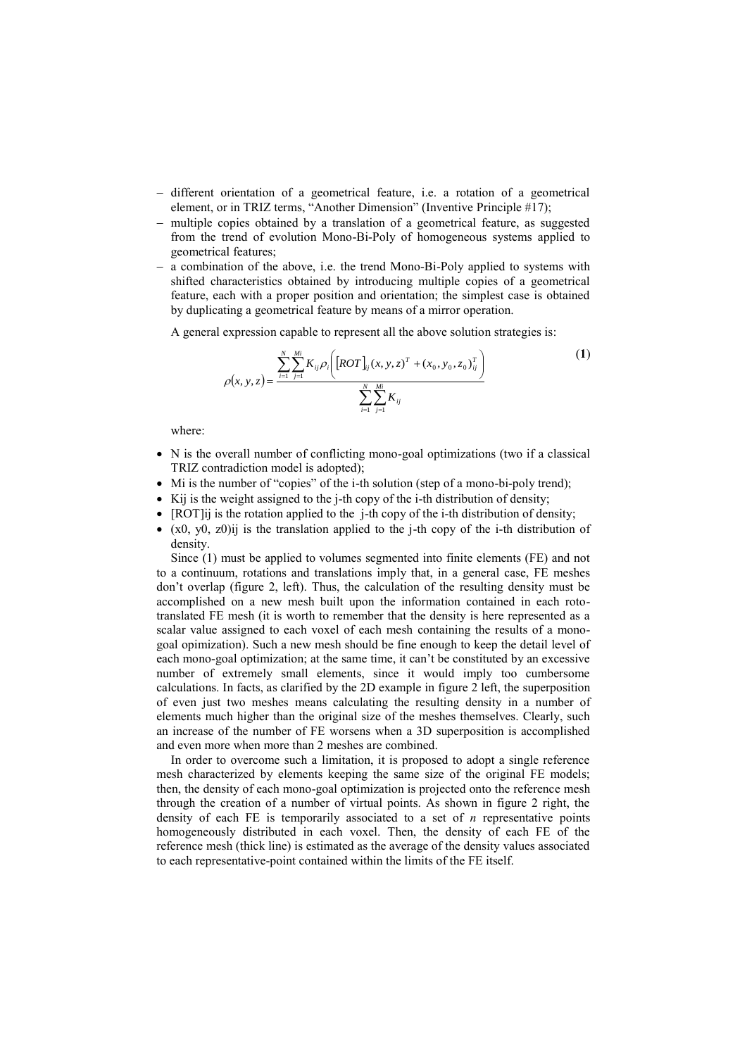- different orientation of a geometrical feature, i.e. a rotation of a geometrical element, or in TRIZ terms, "Another Dimension" (Inventive Principle #17);
- multiple copies obtained by a translation of a geometrical feature, as suggested from the trend of evolution Mono-Bi-Poly of homogeneous systems applied to geometrical features;
- a combination of the above, i.e. the trend Mono-Bi-Poly applied to systems with shifted characteristics obtained by introducing multiple copies of a geometrical feature, each with a proper position and orientation; the simplest case is obtained by duplicating a geometrical feature by means of a mirror operation.

A general expression capable to represent all the above solution strategies is:

$$\rho(x,y,z) = \frac{\sum_{i=1}^{N}\sum_{j=1}^{Mi} K_{ij}\rho_i\left(\left[ROT\right]_{ij}(x,y,z)^T + (x_0,y_0,z_0)_{ij}^T\right)}{\sum_{i=1}^{N}\sum_{j=1}^{Mi} K_{ij}} \quad \textbf{(1)}$$

where:

- N is the overall number of conflicting mono-goal optimizations (two if a classical TRIZ contradiction model is adopted);
- Mi is the number of "copies" of the i-th solution (step of a mono-bi-poly trend);
- Kij is the weight assigned to the j-th copy of the i-th distribution of density;
- [ROT]ij is the rotation applied to the j-th copy of the i-th distribution of density;
- (x0, y0, z0)ij is the translation applied to the j-th copy of the i-th distribution of density.

Since (1) must be applied to volumes segmented into finite elements (FE) and not to a continuum, rotations and translations imply that, in a general case, FE meshes don't overlap (figure 2, left). Thus, the calculation of the resulting density must be accomplished on a new mesh built upon the information contained in each roto-translated FE mesh (it is worth to remember that the density is here represented as a scalar value assigned to each voxel of each mesh containing the results of a mono-goal opimization). Such a new mesh should be fine enough to keep the detail level of each mono-goal optimization; at the same time, it can't be constituted by an excessive number of extremely small elements, since it would imply too cumbersome calculations. In facts, as clarified by the 2D example in figure 2 left, the superposition of even just two meshes means calculating the resulting density in a number of elements much higher than the original size of the meshes themselves. Clearly, such an increase of the number of FE worsens when a 3D superposition is accomplished and even more when more than 2 meshes are combined.

In order to overcome such a limitation, it is proposed to adopt a single reference mesh characterized by elements keeping the same size of the original FE models; then, the density of each mono-goal optimization is projected onto the reference mesh through the creation of a number of virtual points. As shown in figure 2 right, the density of each FE is temporarily associated to a set of *n* representative points homogeneously distributed in each voxel. Then, the density of each FE of the reference mesh (thick line) is estimated as the average of the density values associated to each representative-point contained within the limits of the FE itself.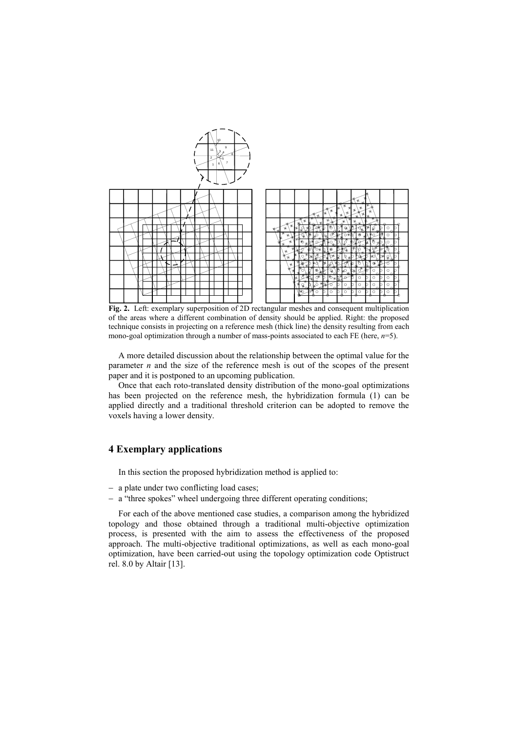**Fig. 2.** Left: exemplary superposition of 2D rectangular meshes and consequent multiplication of the areas where a different combination of density should be applied. Right: the proposed technique consists in projecting on a reference mesh (thick line) the density resulting from each mono-goal optimization through a number of mass-points associated to each FE (here, $n$=5).

A more detailed discussion about the relationship between the optimal value for the parameter $n$ and the size of the reference mesh is out of the scopes of the present paper and it is postponed to an upcoming publication.

Once that each roto-translated density distribution of the mono-goal optimizations has been projected on the reference mesh, the hybridization formula (1) can be applied directly and a traditional threshold criterion can be adopted to remove the voxels having a lower density.

## 4 Exemplary applications

In this section the proposed hybridization method is applied to:

- a plate under two conflicting load cases;
- a "three spokes" wheel undergoing three different operating conditions;

For each of the above mentioned case studies, a comparison among the hybridized topology and those obtained through a traditional multi-objective optimization process, is presented with the aim to assess the effectiveness of the proposed approach. The multi-objective traditional optimizations, as well as each mono-goal optimization, have been carried-out using the topology optimization code Optistruct rel. 8.0 by Altair [13].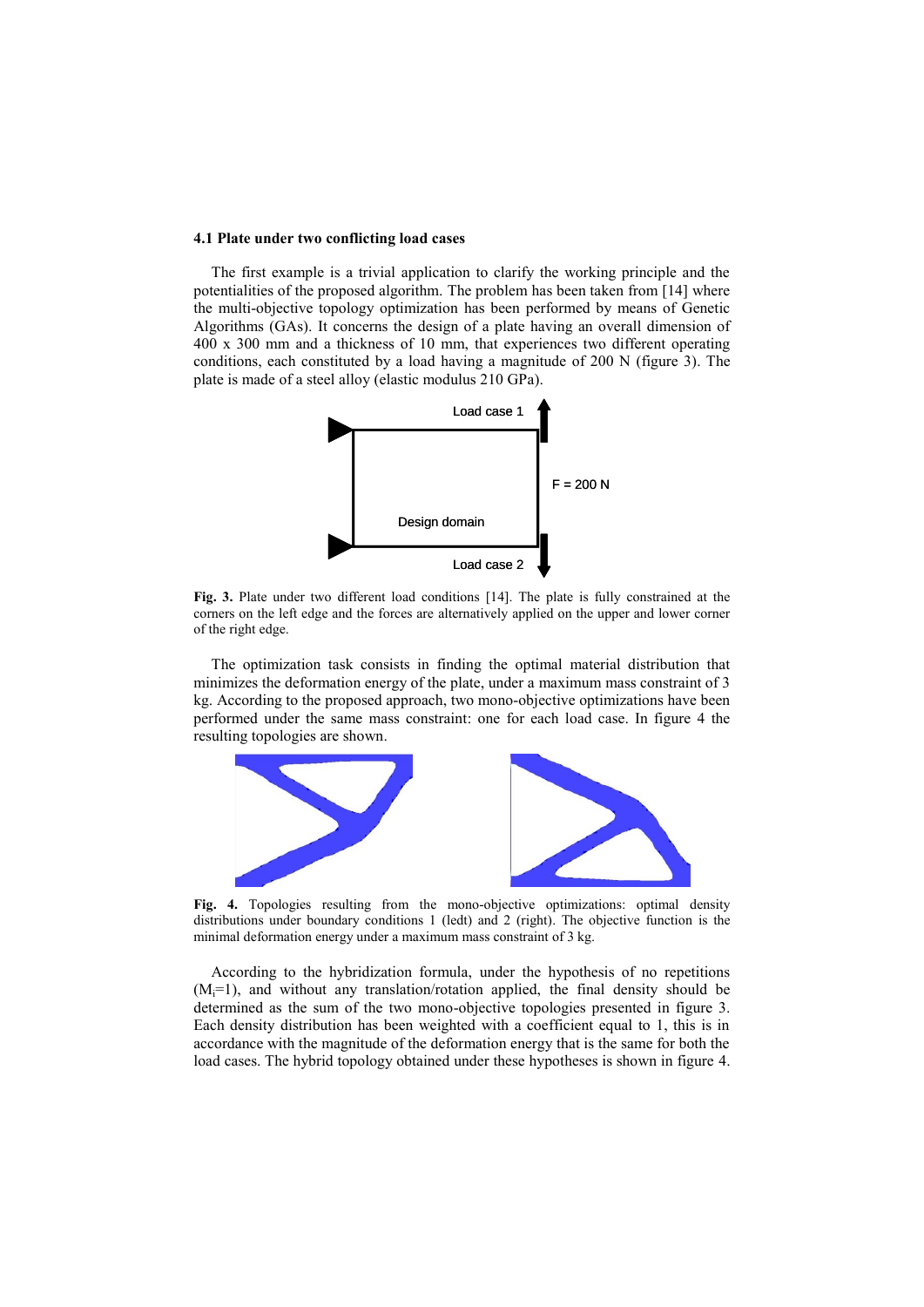### 4.1 Plate under two conflicting load cases

The first example is a trivial application to clarify the working principle and the potentialities of the proposed algorithm. The problem has been taken from [14] where the multi-objective topology optimization has been performed by means of Genetic Algorithms (GAs). It concerns the design of a plate having an overall dimension of 400 x 300 mm and a thickness of 10 mm, that experiences two different operating conditions, each constituted by a load having a magnitude of 200 N (figure 3). The plate is made of a steel alloy (elastic modulus 210 GPa).

**Fig. 3.** Plate under two different load conditions [14]. The plate is fully constrained at the corners on the left edge and the forces are alternatively applied on the upper and lower corner of the right edge.

The optimization task consists in finding the optimal material distribution that minimizes the deformation energy of the plate, under a maximum mass constraint of 3 kg. According to the proposed approach, two mono-objective optimizations have been performed under the same mass constraint: one for each load case. In figure 4 the resulting topologies are shown.

**Fig. 4.** Topologies resulting from the mono-objective optimizations: optimal density distributions under boundary conditions 1 (ledt) and 2 (right). The objective function is the minimal deformation energy under a maximum mass constraint of 3 kg.

According to the hybridization formula, under the hypothesis of no repetitions ($M_i$=1), and without any translation/rotation applied, the final density should be determined as the sum of the two mono-objective topologies presented in figure 3. Each density distribution has been weighted with a coefficient equal to 1, this is in accordance with the magnitude of the deformation energy that is the same for both the load cases. The hybrid topology obtained under these hypotheses is shown in figure 4.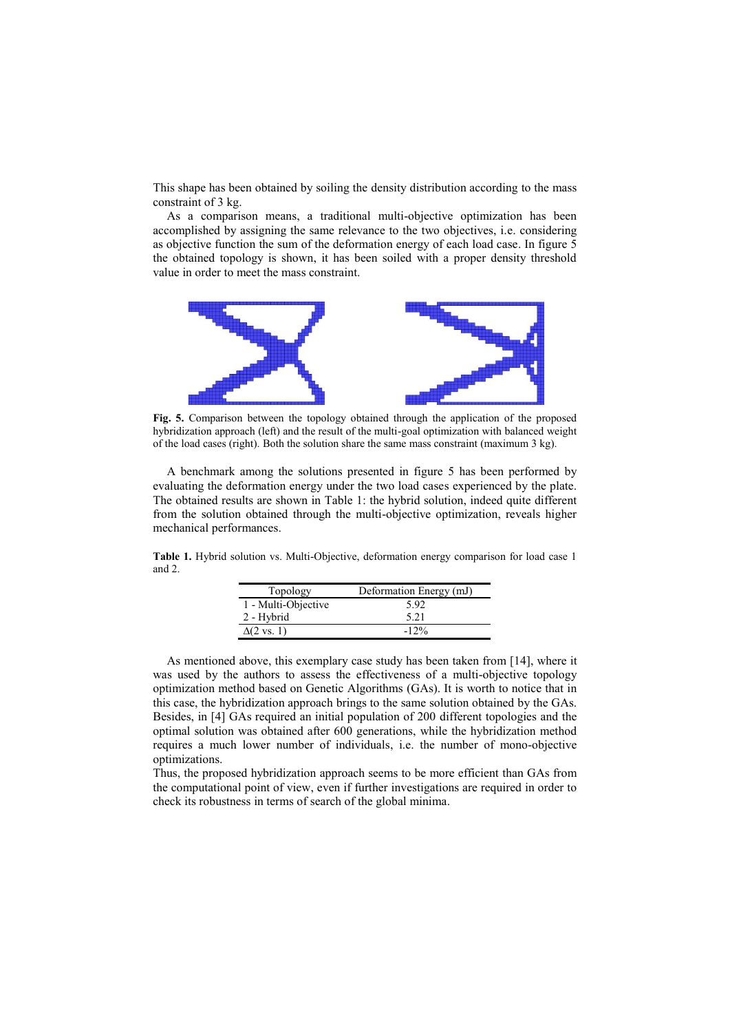This shape has been obtained by soiling the density distribution according to the mass constraint of 3 kg.

As a comparison means, a traditional multi-objective optimization has been accomplished by assigning the same relevance to the two objectives, i.e. considering as objective function the sum of the deformation energy of each load case. In figure 5 the obtained topology is shown, it has been soiled with a proper density threshold value in order to meet the mass constraint.

**Fig. 5.** Comparison between the topology obtained through the application of the proposed hybridization approach (left) and the result of the multi-goal optimization with balanced weight of the load cases (right). Both the solution share the same mass constraint (maximum 3 kg).

A benchmark among the solutions presented in figure 5 has been performed by evaluating the deformation energy under the two load cases experienced by the plate. The obtained results are shown in Table 1: the hybrid solution, indeed quite different from the solution obtained through the multi-objective optimization, reveals higher mechanical performances.

**Table 1.** Hybrid solution vs. Multi-Objective, deformation energy comparison for load case 1 and 2.

| Topology | Deformation Energy (mJ) |
|---|---|
| 1 - Multi-Objective | 5.92 |
| 2 - Hybrid | 5.21 |
| $\Delta$(2 vs. 1) | -12% |

As mentioned above, this exemplary case study has been taken from [14], where it was used by the authors to assess the effectiveness of a multi-objective topology optimization method based on Genetic Algorithms (GAs). It is worth to notice that in this case, the hybridization approach brings to the same solution obtained by the GAs. Besides, in [4] GAs required an initial population of 200 different topologies and the optimal solution was obtained after 600 generations, while the hybridization method requires a much lower number of individuals, i.e. the number of mono-objective optimizations.

Thus, the proposed hybridization approach seems to be more efficient than GAs from the computational point of view, even if further investigations are required in order to check its robustness in terms of search of the global minima.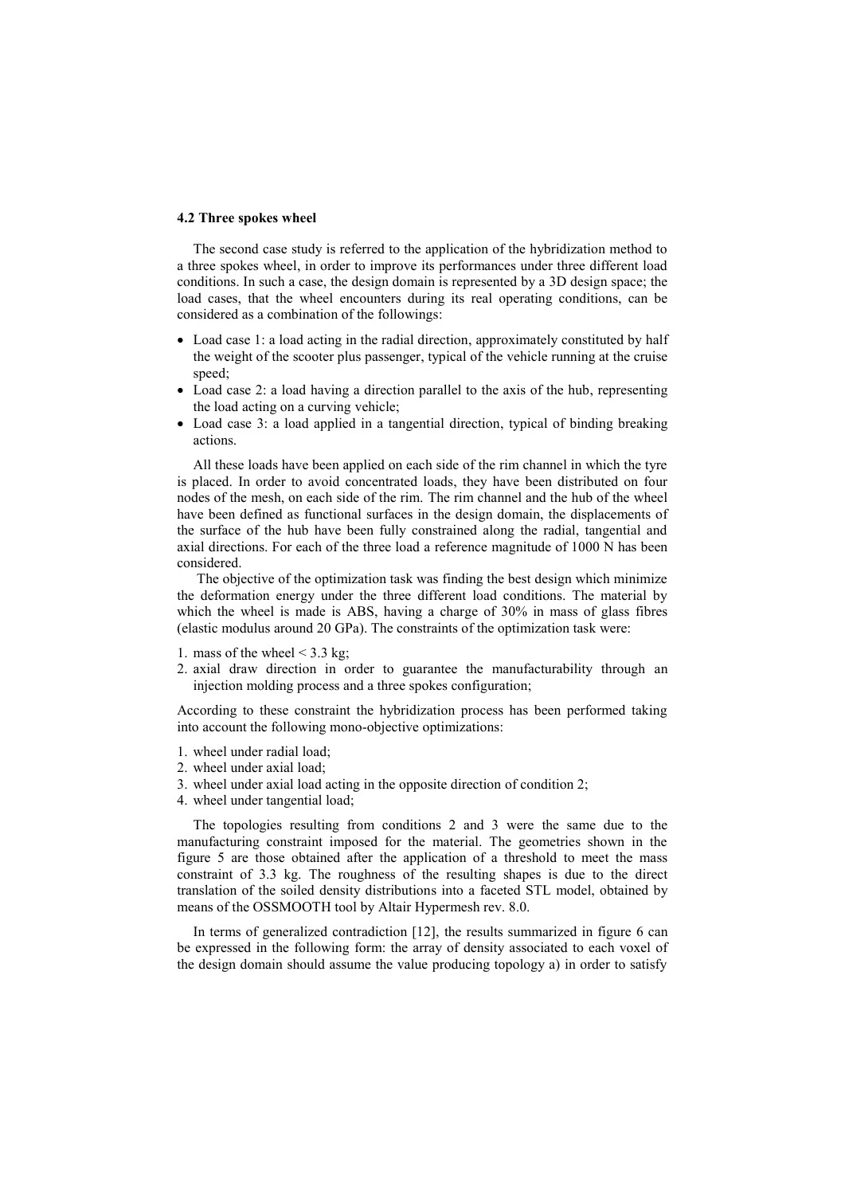### 4.2 Three spokes wheel

The second case study is referred to the application of the hybridization method to a three spokes wheel, in order to improve its performances under three different load conditions. In such a case, the design domain is represented by a 3D design space; the load cases, that the wheel encounters during its real operating conditions, can be considered as a combination of the followings:

- Load case 1: a load acting in the radial direction, approximately constituted by half the weight of the scooter plus passenger, typical of the vehicle running at the cruise speed;
- Load case 2: a load having a direction parallel to the axis of the hub, representing the load acting on a curving vehicle;
- Load case 3: a load applied in a tangential direction, typical of binding breaking actions.

All these loads have been applied on each side of the rim channel in which the tyre is placed. In order to avoid concentrated loads, they have been distributed on four nodes of the mesh, on each side of the rim. The rim channel and the hub of the wheel have been defined as functional surfaces in the design domain, the displacements of the surface of the hub have been fully constrained along the radial, tangential and axial directions. For each of the three load a reference magnitude of 1000 N has been considered.

The objective of the optimization task was finding the best design which minimize the deformation energy under the three different load conditions. The material by which the wheel is made is ABS, having a charge of 30% in mass of glass fibres (elastic modulus around 20 GPa). The constraints of the optimization task were:

1. mass of the wheel < 3.3 kg;
2. axial draw direction in order to guarantee the manufacturability through an injection molding process and a three spokes configuration;

According to these constraint the hybridization process has been performed taking into account the following mono-objective optimizations:

1. wheel under radial load;
2. wheel under axial load;
3. wheel under axial load acting in the opposite direction of condition 2;
4. wheel under tangential load;

The topologies resulting from conditions 2 and 3 were the same due to the manufacturing constraint imposed for the material. The geometries shown in the figure 5 are those obtained after the application of a threshold to meet the mass constraint of 3.3 kg. The roughness of the resulting shapes is due to the direct translation of the soiled density distributions into a faceted STL model, obtained by means of the OSSMOOTH tool by Altair Hypermesh rev. 8.0.

In terms of generalized contradiction [12], the results summarized in figure 6 can be expressed in the following form: the array of density associated to each voxel of the design domain should assume the value producing topology a) in order to satisfy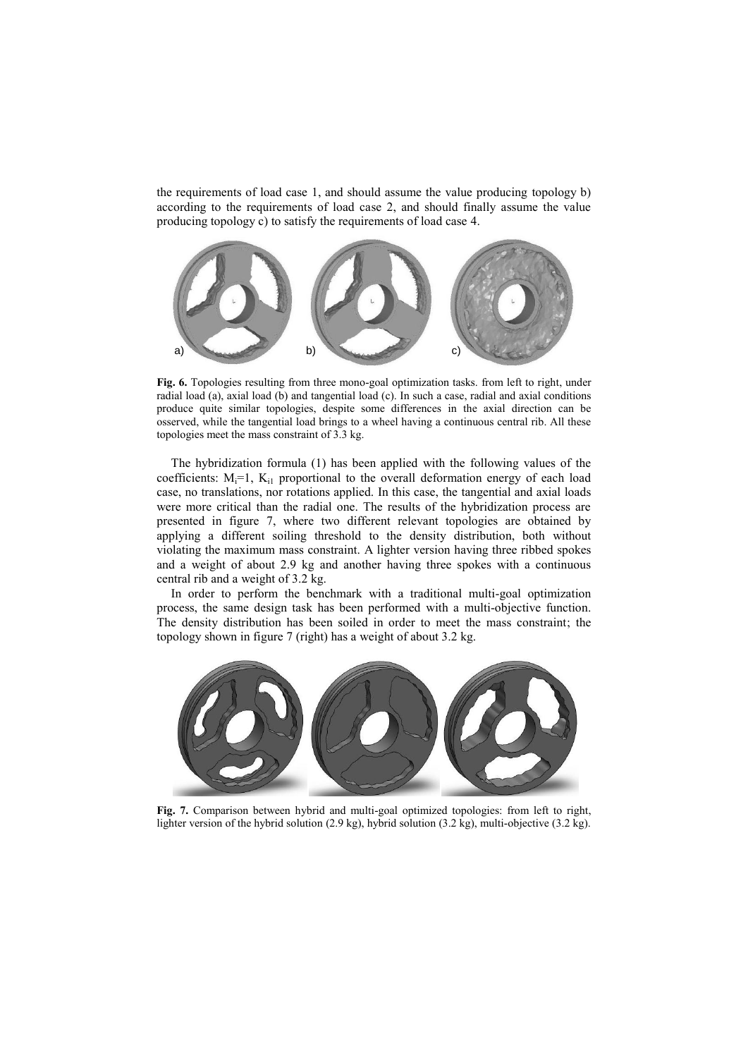the requirements of load case 1, and should assume the value producing topology b) according to the requirements of load case 2, and should finally assume the value producing topology c) to satisfy the requirements of load case 4.

**Fig. 6.** Topologies resulting from three mono-goal optimization tasks. from left to right, under radial load (a), axial load (b) and tangential load (c). In such a case, radial and axial conditions produce quite similar topologies, despite some differences in the axial direction can be osserved, while the tangential load brings to a wheel having a continuous central rib. All these topologies meet the mass constraint of 3.3 kg.

The hybridization formula (1) has been applied with the following values of the coefficients: $M_i$=1, $K_{i1}$ proportional to the overall deformation energy of each load case, no translations, nor rotations applied. In this case, the tangential and axial loads were more critical than the radial one. The results of the hybridization process are presented in figure 7, where two different relevant topologies are obtained by applying a different soiling threshold to the density distribution, both without violating the maximum mass constraint. A lighter version having three ribbed spokes and a weight of about 2.9 kg and another having three spokes with a continuous central rib and a weight of 3.2 kg.

In order to perform the benchmark with a traditional multi-goal optimization process, the same design task has been performed with a multi-objective function. The density distribution has been soiled in order to meet the mass constraint; the topology shown in figure 7 (right) has a weight of about 3.2 kg.

**Fig. 7.** Comparison between hybrid and multi-goal optimized topologies: from left to right, lighter version of the hybrid solution (2.9 kg), hybrid solution (3.2 kg), multi-objective (3.2 kg).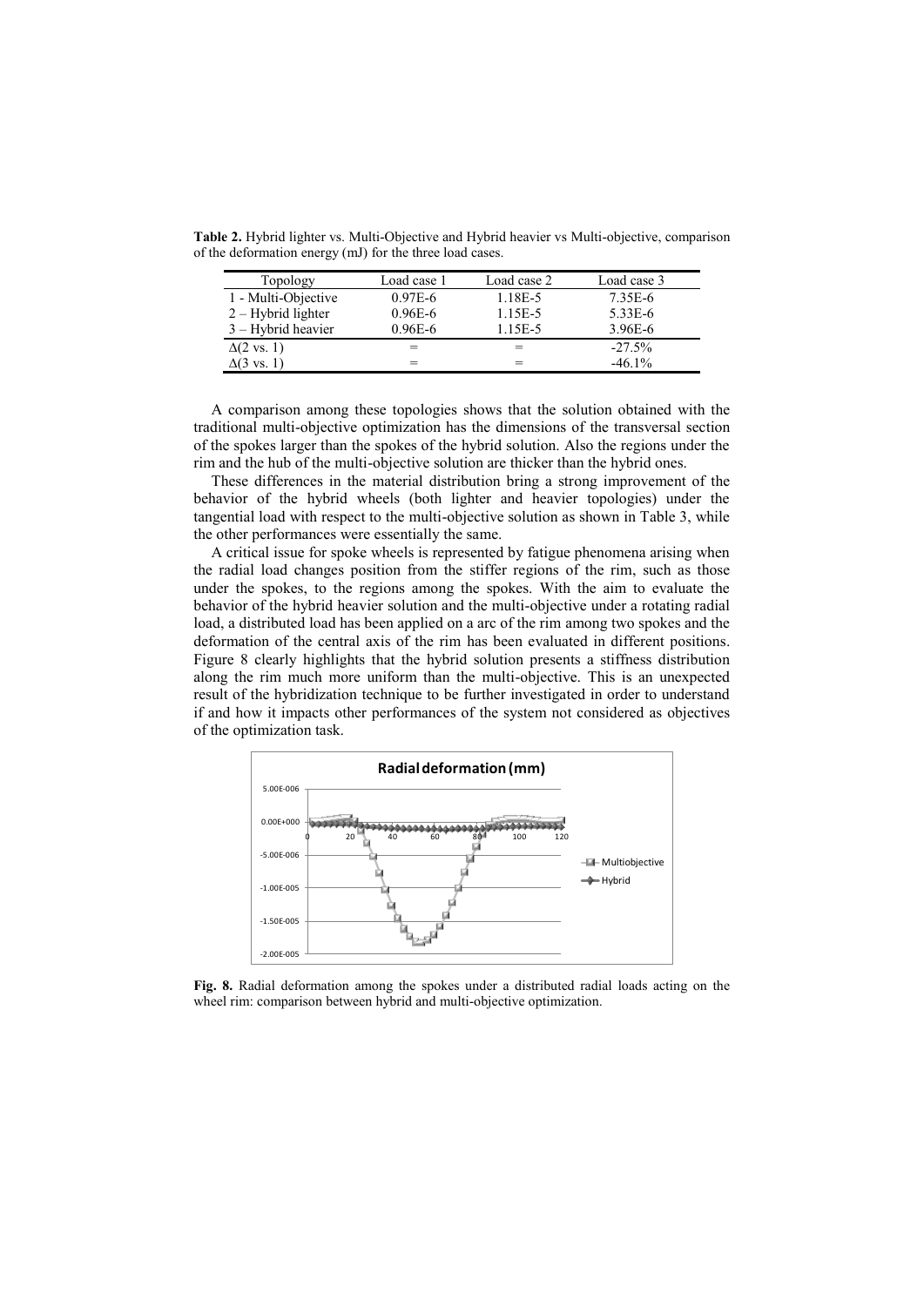**Table 2.** Hybrid lighter vs. Multi-Objective and Hybrid heavier vs Multi-objective, comparison of the deformation energy (mJ) for the three load cases.

| Topology | Load case 1 | Load case 2 | Load case 3 |
|---|---|---|---|
| 1 - Multi-Objective | 0.97E-6 | 1.18E-5 | 7.35E-6 |
| 2 – Hybrid lighter | 0.96E-6 | 1.15E-5 | 5.33E-6 |
| 3 – Hybrid heavier | 0.96E-6 | 1.15E-5 | 3.96E-6 |
| $\Delta$(2 vs. 1) | = | = | -27.5% |
| $\Delta$(3 vs. 1) | = | = | -46.1% |

A comparison among these topologies shows that the solution obtained with the traditional multi-objective optimization has the dimensions of the transversal section of the spokes larger than the spokes of the hybrid solution. Also the regions under the rim and the hub of the multi-objective solution are thicker than the hybrid ones.

These differences in the material distribution bring a strong improvement of the behavior of the hybrid wheels (both lighter and heavier topologies) under the tangential load with respect to the multi-objective solution as shown in Table 3, while the other performances were essentially the same.

A critical issue for spoke wheels is represented by fatigue phenomena arising when the radial load changes position from the stiffer regions of the rim, such as those under the spokes, to the regions among the spokes. With the aim to evaluate the behavior of the hybrid heavier solution and the multi-objective under a rotating radial load, a distributed load has been applied on a arc of the rim among two spokes and the deformation of the central axis of the rim has been evaluated in different positions. Figure 8 clearly highlights that the hybrid solution presents a stiffness distribution along the rim much more uniform than the multi-objective. This is an unexpected result of the hybridization technique to be further investigated in order to understand if and how it impacts other performances of the system not considered as objectives of the optimization task.

**Fig. 8.** Radial deformation among the spokes under a distributed radial loads acting on the wheel rim: comparison between hybrid and multi-objective optimization.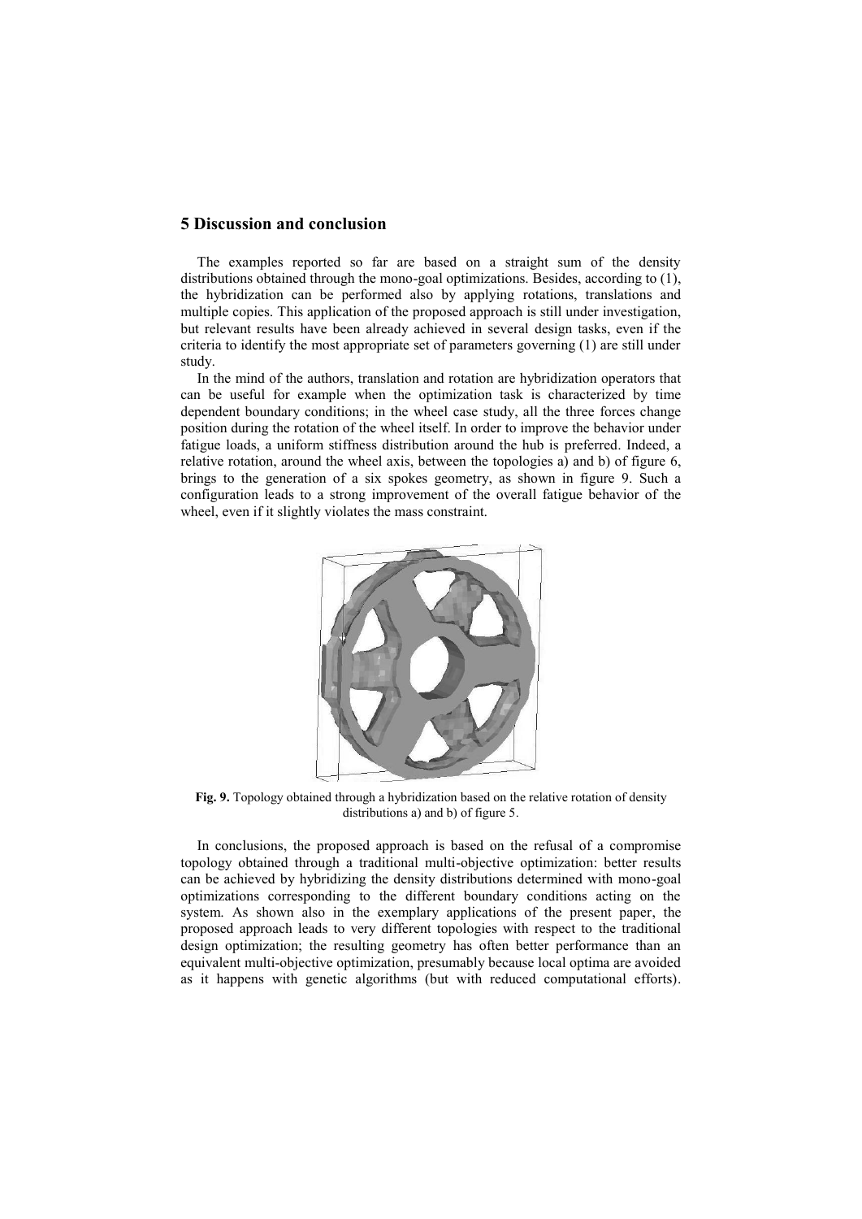## 5 Discussion and conclusion

The examples reported so far are based on a straight sum of the density distributions obtained through the mono-goal optimizations. Besides, according to (1), the hybridization can be performed also by applying rotations, translations and multiple copies. This application of the proposed approach is still under investigation, but relevant results have been already achieved in several design tasks, even if the criteria to identify the most appropriate set of parameters governing (1) are still under study.

In the mind of the authors, translation and rotation are hybridization operators that can be useful for example when the optimization task is characterized by time dependent boundary conditions; in the wheel case study, all the three forces change position during the rotation of the wheel itself. In order to improve the behavior under fatigue loads, a uniform stiffness distribution around the hub is preferred. Indeed, a relative rotation, around the wheel axis, between the topologies a) and b) of figure 6, brings to the generation of a six spokes geometry, as shown in figure 9. Such a configuration leads to a strong improvement of the overall fatigue behavior of the wheel, even if it slightly violates the mass constraint.

**Fig. 9.** Topology obtained through a hybridization based on the relative rotation of density distributions a) and b) of figure 5.

In conclusions, the proposed approach is based on the refusal of a compromise topology obtained through a traditional multi-objective optimization: better results can be achieved by hybridizing the density distributions determined with mono-goal optimizations corresponding to the different boundary conditions acting on the system. As shown also in the exemplary applications of the present paper, the proposed approach leads to very different topologies with respect to the traditional design optimization; the resulting geometry has often better performance than an equivalent multi-objective optimization, presumably because local optima are avoided as it happens with genetic algorithms (but with reduced computational efforts).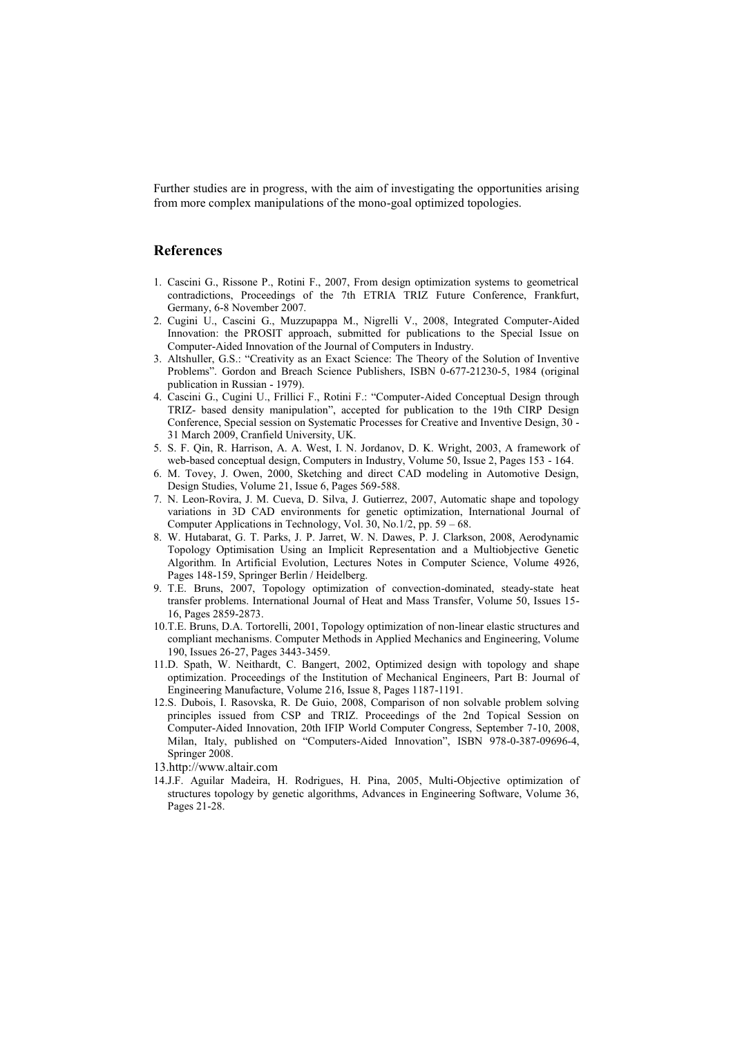Further studies are in progress, with the aim of investigating the opportunities arising from more complex manipulations of the mono-goal optimized topologies.

## References

1. Cascini G., Rissone P., Rotini F., 2007, From design optimization systems to geometrical contradictions, Proceedings of the 7th ETRIA TRIZ Future Conference, Frankfurt, Germany, 6-8 November 2007.
2. Cugini U., Cascini G., Muzzupappa M., Nigrelli V., 2008, Integrated Computer-Aided Innovation: the PROSIT approach, submitted for publications to the Special Issue on Computer-Aided Innovation of the Journal of Computers in Industry.
3. Altshuller, G.S.: "Creativity as an Exact Science: The Theory of the Solution of Inventive Problems". Gordon and Breach Science Publishers, ISBN 0-677-21230-5, 1984 (original publication in Russian - 1979).
4. Cascini G., Cugini U., Frillici F., Rotini F.: "Computer-Aided Conceptual Design through TRIZ- based density manipulation", accepted for publication to the 19th CIRP Design Conference, Special session on Systematic Processes for Creative and Inventive Design, 30 - 31 March 2009, Cranfield University, UK.
5. S. F. Qin, R. Harrison, A. A. West, I. N. Jordanov, D. K. Wright, 2003, A framework of web-based conceptual design, Computers in Industry, Volume 50, Issue 2, Pages 153 - 164.
6. M. Tovey, J. Owen, 2000, Sketching and direct CAD modeling in Automotive Design, Design Studies, Volume 21, Issue 6, Pages 569-588.
7. N. Leon-Rovira, J. M. Cueva, D. Silva, J. Gutierrez, 2007, Automatic shape and topology variations in 3D CAD environments for genetic optimization, International Journal of Computer Applications in Technology, Vol. 30, No.1/2, pp. 59 – 68.
8. W. Hutabarat, G. T. Parks, J. P. Jarret, W. N. Dawes, P. J. Clarkson, 2008, Aerodynamic Topology Optimisation Using an Implicit Representation and a Multiobjective Genetic Algorithm. In Artificial Evolution, Lectures Notes in Computer Science, Volume 4926, Pages 148-159, Springer Berlin / Heidelberg.
9. T.E. Bruns, 2007, Topology optimization of convection-dominated, steady-state heat transfer problems. International Journal of Heat and Mass Transfer, Volume 50, Issues 15-16, Pages 2859-2873.
10. T.E. Bruns, D.A. Tortorelli, 2001, Topology optimization of non-linear elastic structures and compliant mechanisms. Computer Methods in Applied Mechanics and Engineering, Volume 190, Issues 26-27, Pages 3443-3459.
11. D. Spath, W. Neithardt, C. Bangert, 2002, Optimized design with topology and shape optimization. Proceedings of the Institution of Mechanical Engineers, Part B: Journal of Engineering Manufacture, Volume 216, Issue 8, Pages 1187-1191.
12. S. Dubois, I. Rasovska, R. De Guio, 2008, Comparison of non solvable problem solving principles issued from CSP and TRIZ. Proceedings of the 2nd Topical Session on Computer-Aided Innovation, 20th IFIP World Computer Congress, September 7-10, 2008, Milan, Italy, published on "Computers-Aided Innovation", ISBN 978-0-387-09696-4, Springer 2008.
13. http://www.altair.com
14. J.F. Aguilar Madeira, H. Rodrigues, H. Pina, 2005, Multi-Objective optimization of structures topology by genetic algorithms, Advances in Engineering Software, Volume 36, Pages 21-28.